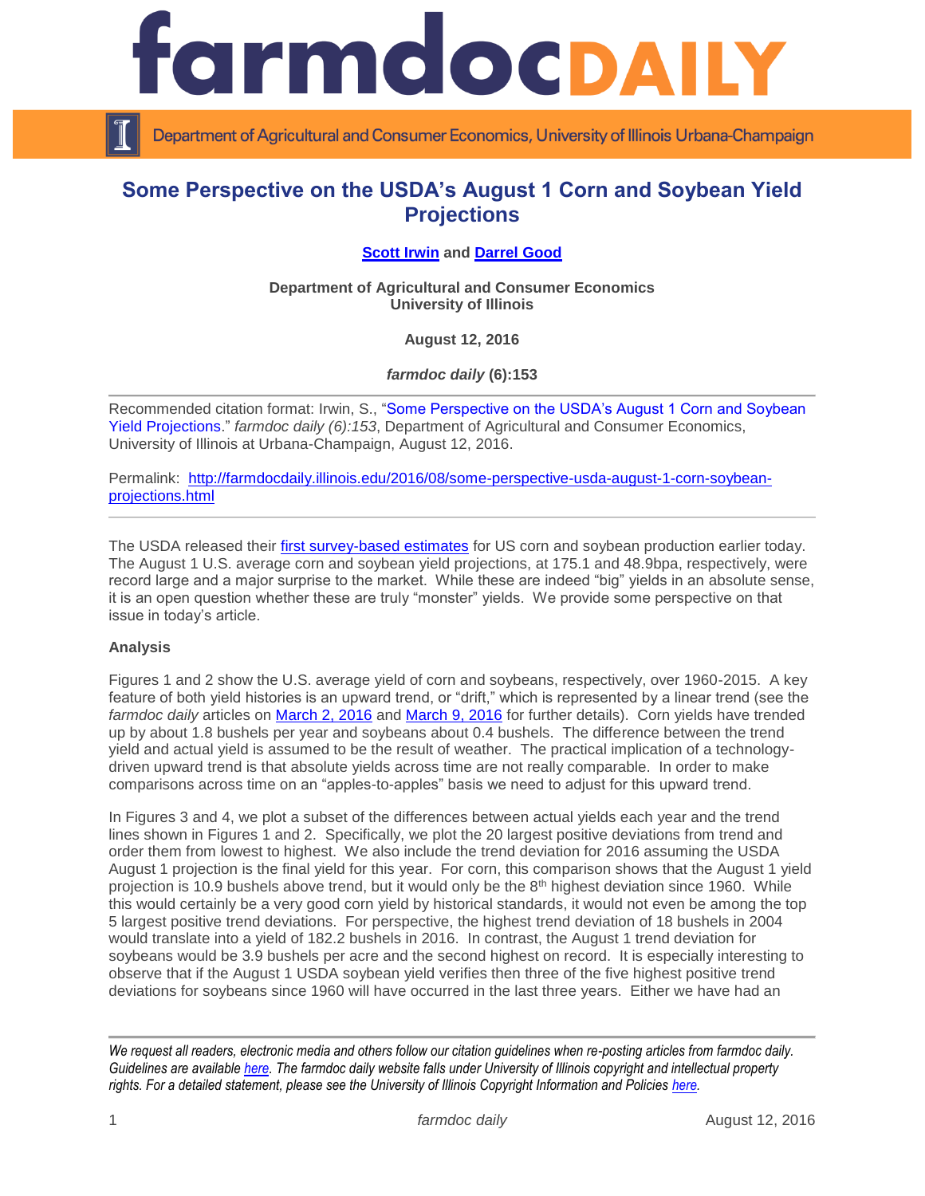# farmdoc DAILY

Department of Agricultural and Consumer Economics, University of Illinois Urbana-Champaign

## Some Perspective on the USDA's August 1 Corn and Soybean Yield Projections

**Scott Irwin and Darrel Good**

**Department of Agricultural and Consumer Economics**
**University of Illinois**

**August 12, 2016**

***farmdoc daily* (6):153**

Recommended citation format: Irwin, S., "Some Perspective on the USDA's August 1 Corn and Soybean Yield Projections." *farmdoc daily (6):153*, Department of Agricultural and Consumer Economics, University of Illinois at Urbana-Champaign, August 12, 2016.

Permalink: http://farmdocdaily.illinois.edu/2016/08/some-perspective-usda-august-1-corn-soybean-projections.html

---

The USDA released their first survey-based estimates for US corn and soybean production earlier today. The August 1 U.S. average corn and soybean yield projections, at 175.1 and 48.9bpa, respectively, were record large and a major surprise to the market. While these are indeed "big" yields in an absolute sense, it is an open question whether these are truly "monster" yields. We provide some perspective on that issue in today's article.

**Analysis**

Figures 1 and 2 show the U.S. average yield of corn and soybeans, respectively, over 1960-2015. A key feature of both yield histories is an upward trend, or "drift," which is represented by a linear trend (see the *farmdoc daily* articles on March 2, 2016 and March 9, 2016 for further details). Corn yields have trended up by about 1.8 bushels per year and soybeans about 0.4 bushels. The difference between the trend yield and actual yield is assumed to be the result of weather. The practical implication of a technology-driven upward trend is that absolute yields across time are not really comparable. In order to make comparisons across time on an "apples-to-apples" basis we need to adjust for this upward trend.

In Figures 3 and 4, we plot a subset of the differences between actual yields each year and the trend lines shown in Figures 1 and 2. Specifically, we plot the 20 largest positive deviations from trend and order them from lowest to highest. We also include the trend deviation for 2016 assuming the USDA August 1 projection is the final yield for this year. For corn, this comparison shows that the August 1 yield projection is 10.9 bushels above trend, but it would only be the 8th highest deviation since 1960. While this would certainly be a very good corn yield by historical standards, it would not even be among the top 5 largest positive trend deviations. For perspective, the highest trend deviation of 18 bushels in 2004 would translate into a yield of 182.2 bushels in 2016. In contrast, the August 1 trend deviation for soybeans would be 3.9 bushels per acre and the second highest on record. It is especially interesting to observe that if the August 1 USDA soybean yield verifies then three of the five highest positive trend deviations for soybeans since 1960 will have occurred in the last three years. Either we have had an

---

*We request all readers, electronic media and others follow our citation guidelines when re-posting articles from farmdoc daily. Guidelines are available here. The farmdoc daily website falls under University of Illinois copyright and intellectual property rights. For a detailed statement, please see the University of Illinois Copyright Information and Policies here.*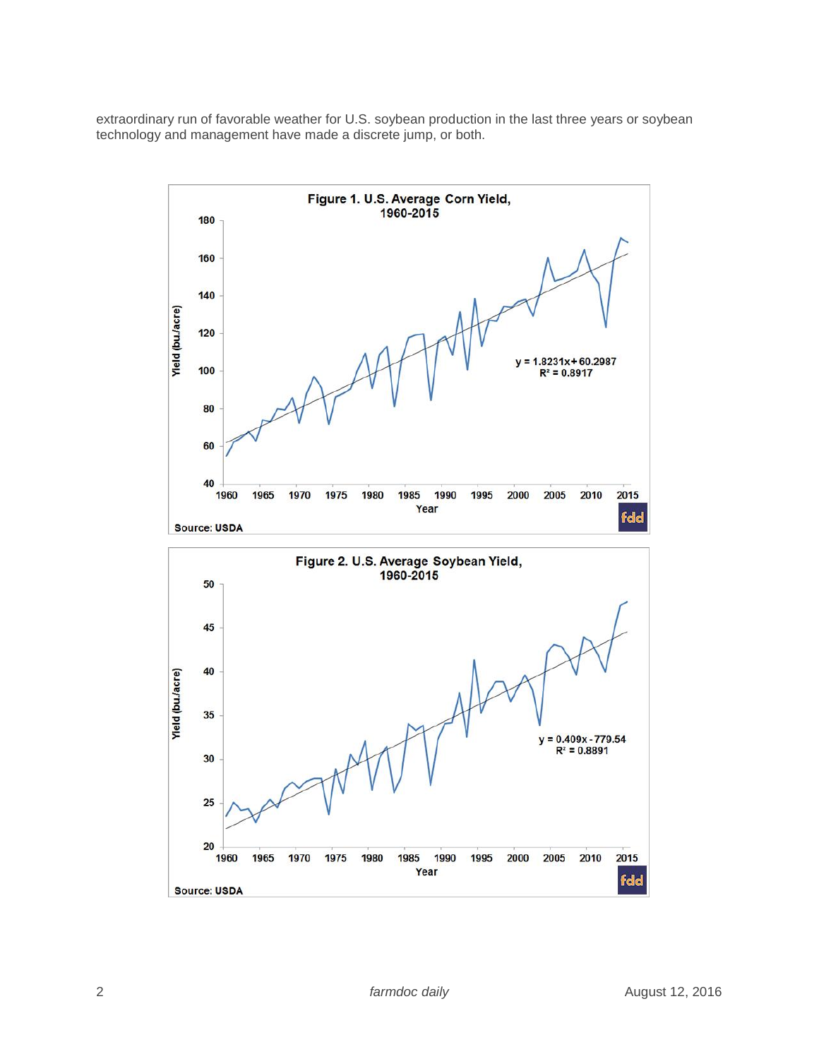extraordinary run of favorable weather for U.S. soybean production in the last three years or soybean technology and management have made a discrete jump, or both.

**Figure 1. U.S. Average Corn Yield, 1960-2015**

$y = 1.8231x + 60.2987$
$R^2 = 0.8917$

Source: USDA

**Figure 2. U.S. Average Soybean Yield, 1960-2015**

$y = 0.409x - 779.54$
$R^2 = 0.8891$

Source: USDA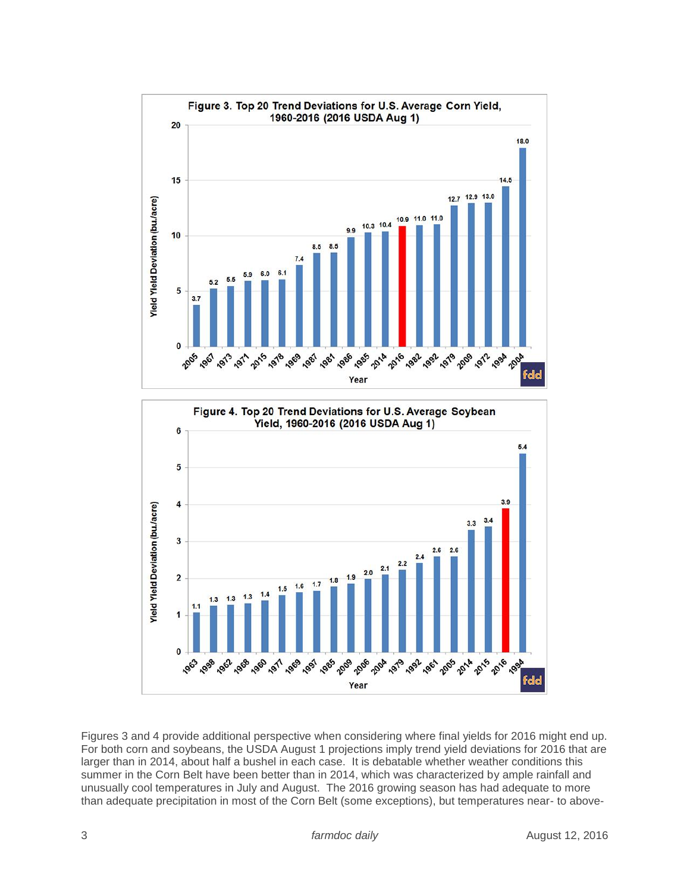**Figure 3. Top 20 Trend Deviations for U.S. Average Corn Yield, 1960-2016 (2016 USDA Aug 1)**

| Year | Yield Yield Deviation (bu./acre) |
|---|---|
| 2005 | 3.7 |
| 1967 | 5.2 |
| 1973 | 5.5 |
| 1971 | 5.9 |
| 2015 | 6.0 |
| 1978 | 6.1 |
| 1969 | 7.4 |
| 1987 | 8.5 |
| 1981 | 8.5 |
| 1986 | 9.9 |
| 1985 | 10.3 |
| 2014 | 10.4 |
| 2016 | 10.9 |
| 1982 | 11.0 |
| 1992 | 11.0 |
| 1979 | 12.7 |
| 2009 | 12.9 |
| 1972 | 13.0 |
| 1994 | 14.5 |
| 2004 | 18.0 |

**Figure 4. Top 20 Trend Deviations for U.S. Average Soybean Yield, 1960-2016 (2016 USDA Aug 1)**

| Year | Yield Yield Deviation (bu./acre) |
|---|---|
| 1963 | 1.1 |
| 1998 | 1.3 |
| 1962 | 1.3 |
| 1968 | 1.3 |
| 1960 | 1.4 |
| 1977 | 1.5 |
| 1969 | 1.6 |
| 1997 | 1.7 |
| 1985 | 1.8 |
| 2009 | 1.9 |
| 2006 | 2.0 |
| 2004 | 2.1 |
| 1979 | 2.2 |
| 1992 | 2.4 |
| 1961 | 2.6 |
| 2005 | 2.6 |
| 2014 | 3.3 |
| 2015 | 3.4 |
| 2016 | 3.9 |
| 1994 | 5.4 |

Figures 3 and 4 provide additional perspective when considering where final yields for 2016 might end up. For both corn and soybeans, the USDA August 1 projections imply trend yield deviations for 2016 that are larger than in 2014, about half a bushel in each case. It is debatable whether weather conditions this summer in the Corn Belt have been better than in 2014, which was characterized by ample rainfall and unusually cool temperatures in July and August. The 2016 growing season has had adequate to more than adequate precipitation in most of the Corn Belt (some exceptions), but temperatures near- to above-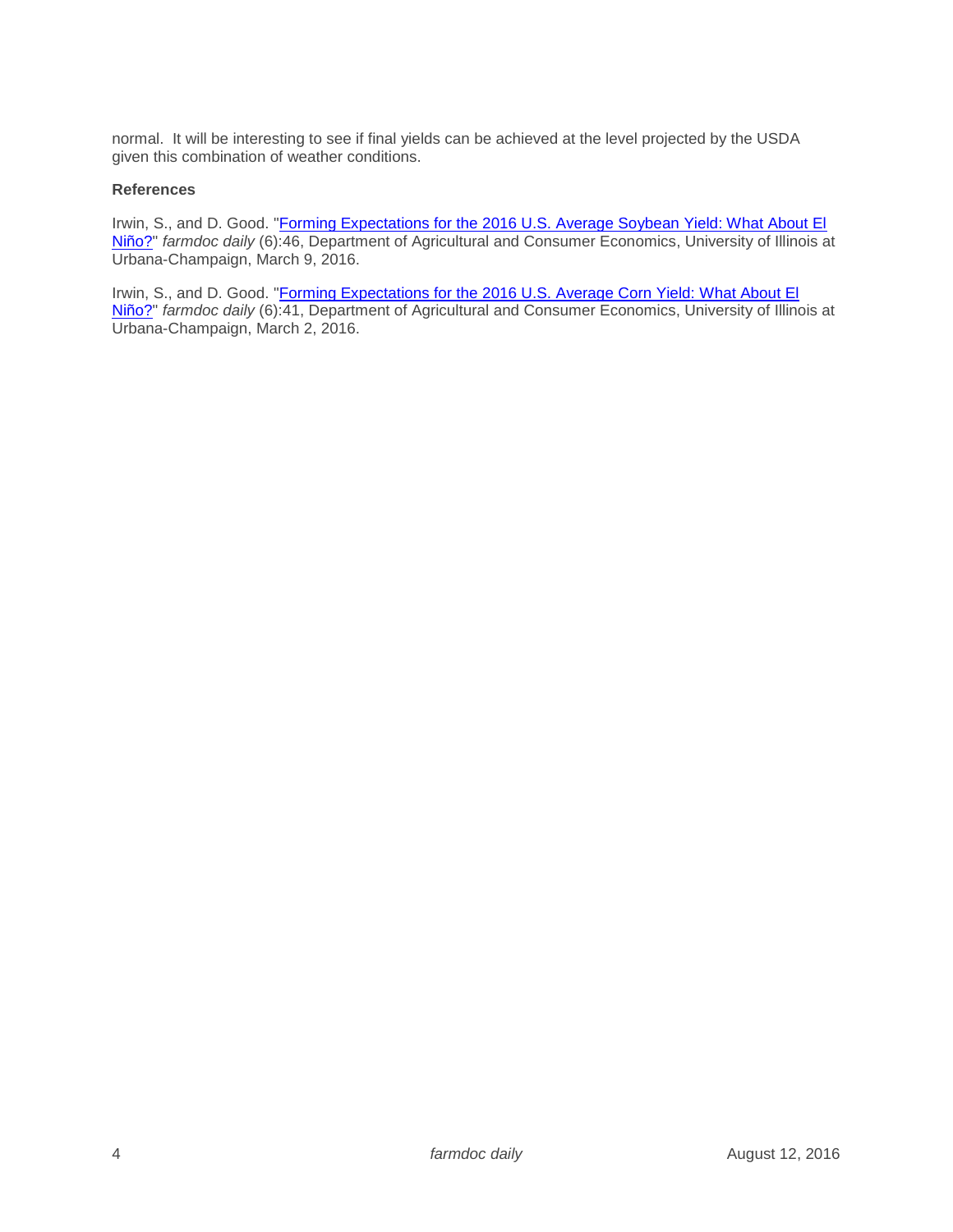normal. It will be interesting to see if final yields can be achieved at the level projected by the USDA given this combination of weather conditions.

**References**

Irwin, S., and D. Good. "Forming Expectations for the 2016 U.S. Average Soybean Yield: What About El Niño?" *farmdoc daily* (6):46, Department of Agricultural and Consumer Economics, University of Illinois at Urbana-Champaign, March 9, 2016.

Irwin, S., and D. Good. "Forming Expectations for the 2016 U.S. Average Corn Yield: What About El Niño?" *farmdoc daily* (6):41, Department of Agricultural and Consumer Economics, University of Illinois at Urbana-Champaign, March 2, 2016.